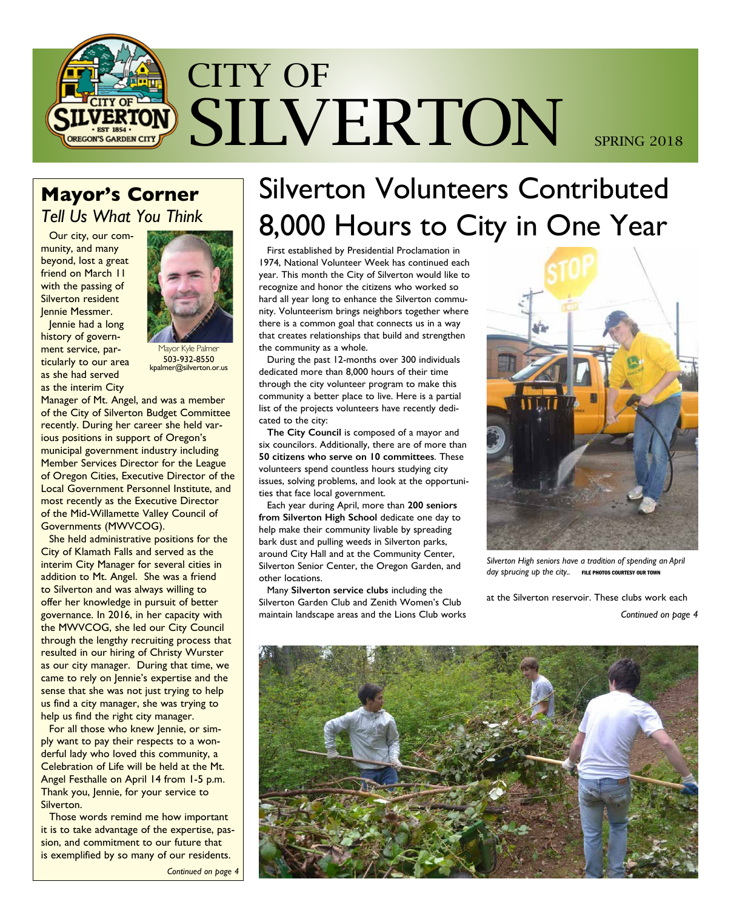# CITY OF SILVERTON

SPRING 2018

## Mayor's Corner

*Tell Us What You Think*

Mayor Kyle Palmer
503-932-8550
kpalmer@silverton.or.us

Our city, our community, and many beyond, lost a great friend on March 11 with the passing of Silverton resident Jennie Messmer.

Jennie had a long history of government service, particularly to our area as she had served as the interim City Manager of Mt. Angel, and was a member of the City of Silverton Budget Committee recently. During her career she held various positions in support of Oregon's municipal government industry including Member Services Director for the League of Oregon Cities, Executive Director of the Local Government Personnel Institute, and most recently as the Executive Director of the Mid-Willamette Valley Council of Governments (MWVCOG).

She held administrative positions for the City of Klamath Falls and served as the interim City Manager for several cities in addition to Mt. Angel. She was a friend to Silverton and was always willing to offer her knowledge in pursuit of better governance. In 2016, in her capacity with the MWVCOG, she led our City Council through the lengthy recruiting process that resulted in our hiring of Christy Wurster as our city manager. During that time, we came to rely on Jennie's expertise and the sense that she was not just trying to help us find a city manager, she was trying to help us find the right city manager.

For all those who knew Jennie, or simply want to pay their respects to a wonderful lady who loved this community, a Celebration of Life will be held at the Mt. Angel Festhalle on April 14 from 1-5 p.m. Thank you, Jennie, for your service to Silverton.

Those words remind me how important it is to take advantage of the expertise, passion, and commitment to our future that is exemplified by so many of our residents.

*Continued on page 4*

# Silverton Volunteers Contributed 8,000 Hours to City in One Year

First established by Presidential Proclamation in 1974, National Volunteer Week has continued each year. This month the City of Silverton would like to recognize and honor the citizens who worked so hard all year long to enhance the Silverton community. Volunteerism brings neighbors together where there is a common goal that connects us in a way that creates relationships that build and strengthen the community as a whole.

During the past 12-months over 300 individuals dedicated more than 8,000 hours of their time through the city volunteer program to make this community a better place to live. Here is a partial list of the projects volunteers have recently dedicated to the city:

**The City Council** is composed of a mayor and six councilors. Additionally, there are of more than **50 citizens who serve on 10 committees**. These volunteers spend countless hours studying city issues, solving problems, and look at the opportunities that face local government.

Each year during April, more than **200 seniors from Silverton High School** dedicate one day to help make their community livable by spreading bark dust and pulling weeds in Silverton parks, around City Hall and at the Community Center, Silverton Senior Center, the Oregon Garden, and other locations.

Many **Silverton service clubs** including the Silverton Garden Club and Zenith Women's Club maintain landscape areas and the Lions Club works at the Silverton reservoir. These clubs work each

*Continued on page 4*

*Silverton High seniors have a tradition of spending an April day sprucing up the city..* FILE PHOTOS COURTESY OUR TOWN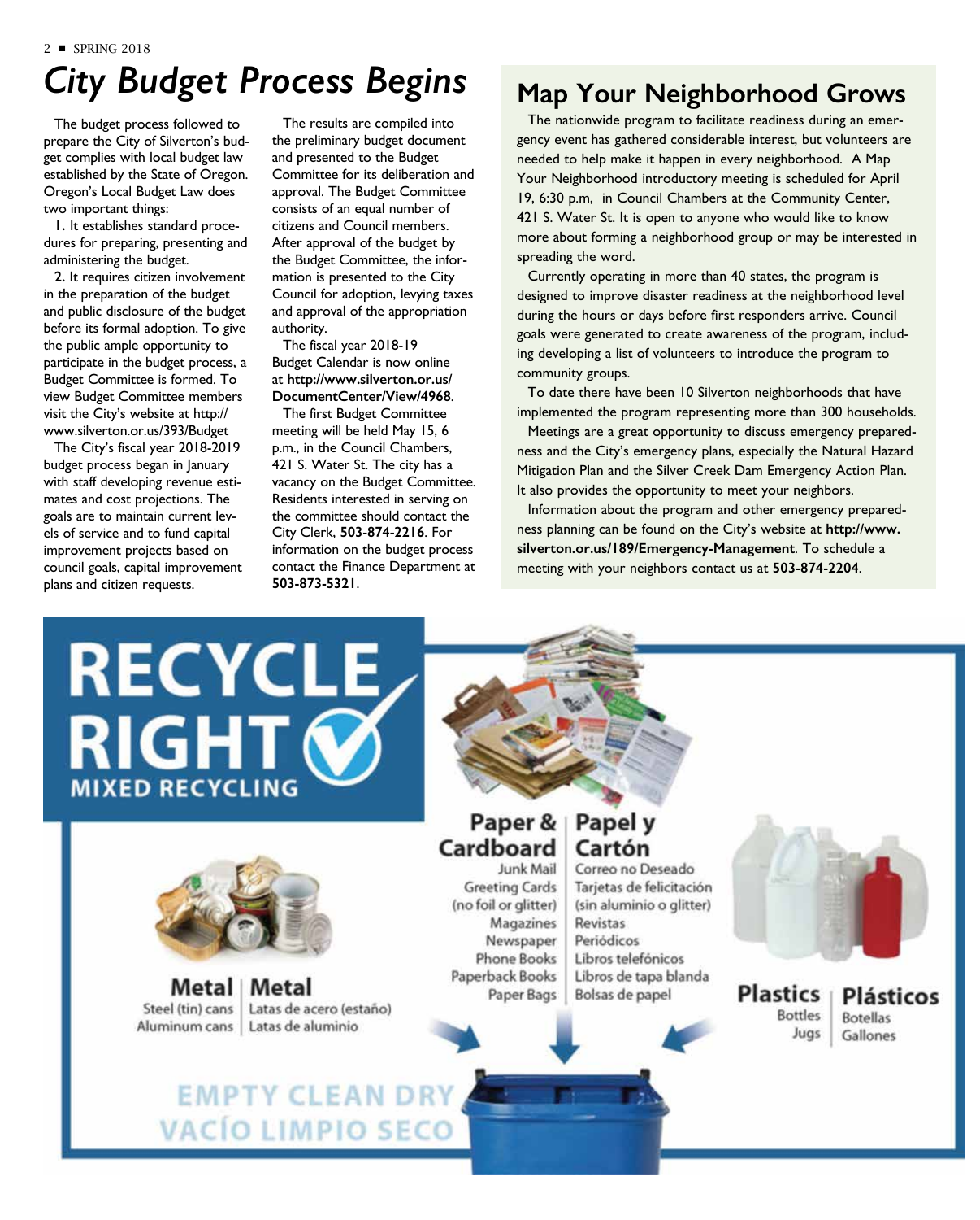# City Budget Process Begins

The budget process followed to prepare the City of Silverton's budget complies with local budget law established by the State of Oregon. Oregon's Local Budget Law does two important things:

**1.** It establishes standard procedures for preparing, presenting and administering the budget.

**2.** It requires citizen involvement in the preparation of the budget and public disclosure of the budget before its formal adoption. To give the public ample opportunity to participate in the budget process, a Budget Committee is formed. To view Budget Committee members visit the City's website at http://www.silverton.or.us/393/Budget

The City's fiscal year 2018-2019 budget process began in January with staff developing revenue estimates and cost projections. The goals are to maintain current levels of service and to fund capital improvement projects based on council goals, capital improvement plans and citizen requests.

The results are compiled into the preliminary budget document and presented to the Budget Committee for its deliberation and approval. The Budget Committee consists of an equal number of citizens and Council members. After approval of the budget by the Budget Committee, the information is presented to the City Council for adoption, levying taxes and approval of the appropriation authority.

The fiscal year 2018-19 Budget Calendar is now online at **http://www.silverton.or.us/DocumentCenter/View/4968**.

The first Budget Committee meeting will be held May 15, 6 p.m., in the Council Chambers, 421 S. Water St. The city has a vacancy on the Budget Committee. Residents interested in serving on the committee should contact the City Clerk, **503-874-2216**. For information on the budget process contact the Finance Department at **503-873-5321**.

## Map Your Neighborhood Grows

The nationwide program to facilitate readiness during an emergency event has gathered considerable interest, but volunteers are needed to help make it happen in every neighborhood. A Map Your Neighborhood introductory meeting is scheduled for April 19, 6:30 p.m, in Council Chambers at the Community Center, 421 S. Water St. It is open to anyone who would like to know more about forming a neighborhood group or may be interested in spreading the word.

Currently operating in more than 40 states, the program is designed to improve disaster readiness at the neighborhood level during the hours or days before first responders arrive. Council goals were generated to create awareness of the program, including developing a list of volunteers to introduce the program to community groups.

To date there have been 10 Silverton neighborhoods that have implemented the program representing more than 300 households.

Meetings are a great opportunity to discuss emergency preparedness and the City's emergency plans, especially the Natural Hazard Mitigation Plan and the Silver Creek Dam Emergency Action Plan. It also provides the opportunity to meet your neighbors.

Information about the program and other emergency preparedness planning can be found on the City's website at **http://www.silverton.or.us/189/Emergency-Management**. To schedule a meeting with your neighbors contact us at **503-874-2204**.

## RECYCLE RIGHT
### MIXED RECYCLING

**Metal | Metal**

- Steel (tin) cans | Latas de acero (estaño)
- Aluminum cans | Latas de aluminio

**Paper & Cardboard | Papel y Cartón**

- Junk Mail | Correo no Deseado
- Greeting Cards (no foil or glitter) | Tarjetas de felicitación (sin aluminio o glitter)
- Magazines | Revistas
- Newspaper | Periódicos
- Phone Books | Libros telefónicos
- Paperback Books | Libros de tapa blanda
- Paper Bags | Bolsas de papel

**Plastics | Plásticos**

- Bottles | Botellas
- Jugs | Gallones

EMPTY CLEAN DRY
VACÍO LIMPIO SECO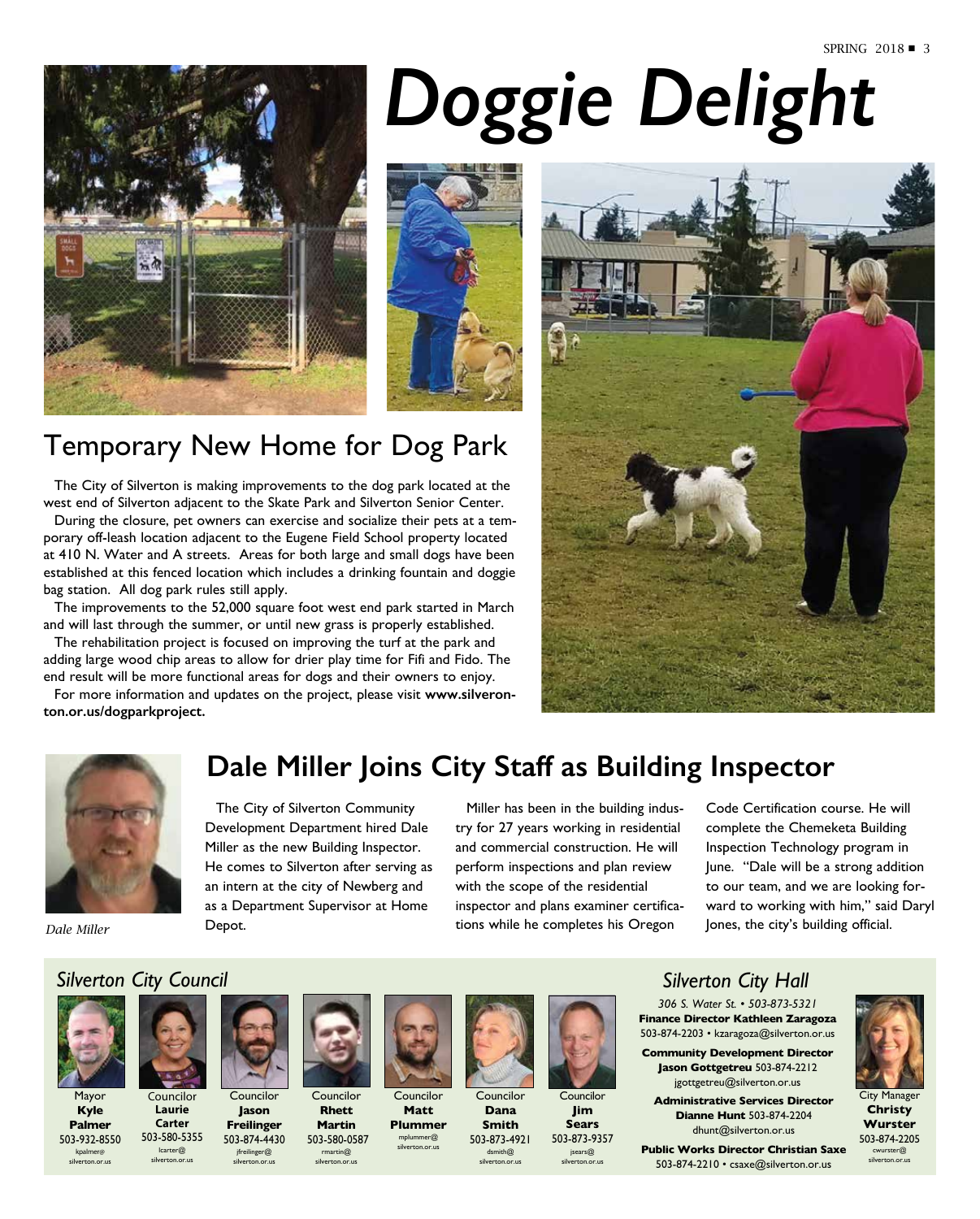# Doggie Delight

## Temporary New Home for Dog Park

The City of Silverton is making improvements to the dog park located at the west end of Silverton adjacent to the Skate Park and Silverton Senior Center.

During the closure, pet owners can exercise and socialize their pets at a temporary off-leash location adjacent to the Eugene Field School property located at 410 N. Water and A streets. Areas for both large and small dogs have been established at this fenced location which includes a drinking fountain and doggie bag station. All dog park rules still apply.

The improvements to the 52,000 square foot west end park started in March and will last through the summer, or until new grass is properly established.

The rehabilitation project is focused on improving the turf at the park and adding large wood chip areas to allow for drier play time for Fifi and Fido. The end result will be more functional areas for dogs and their owners to enjoy.

For more information and updates on the project, please visit **www.silverton.or.us/dogparkproject.**

## Dale Miller Joins City Staff as Building Inspector

*Dale Miller*

The City of Silverton Community Development Department hired Dale Miller as the new Building Inspector. He comes to Silverton after serving as an intern at the city of Newberg and as a Department Supervisor at Home Depot.

Miller has been in the building industry for 27 years working in residential and commercial construction. He will perform inspections and plan review with the scope of the residential inspector and plans examiner certifications while he completes his Oregon Code Certification course. He will complete the Chemeketa Building Inspection Technology program in June. "Dale will be a strong addition to our team, and we are looking forward to working with him," said Daryl Jones, the city's building official.

### *Silverton City Council*

Mayor **Kyle Palmer** 503-932-8550 kpalmer@silverton.or.us

Councilor **Laurie Carter** 503-580-5355 lcarter@silverton.or.us

Councilor **Jason Freilinger** 503-874-4430 jfreilinger@silverton.or.us

Councilor **Rhett Martin** 503-580-0587 rmartin@silverton.or.us

Councilor **Matt Plummer** mplummer@silverton.or.us

Councilor **Dana Smith** 503-873-4921 dsmith@silverton.or.us

Councilor **Jim Sears** 503-873-9357 jsears@silverton.or.us

### *Silverton City Hall*

*306 S. Water St. • 503-873-5321*

**Finance Director Kathleen Zaragoza** 503-874-2203 • kzaragoza@silverton.or.us

**Community Development Director Jason Gottgetreu** 503-874-2212 jgottgetreu@silverton.or.us

**Administrative Services Director Dianne Hunt** 503-874-2204 dhunt@silverton.or.us

**Public Works Director Christian Saxe** 503-874-2210 • csaxe@silverton.or.us

City Manager **Christy Wurster** 503-874-2205 cwurster@silverton.or.us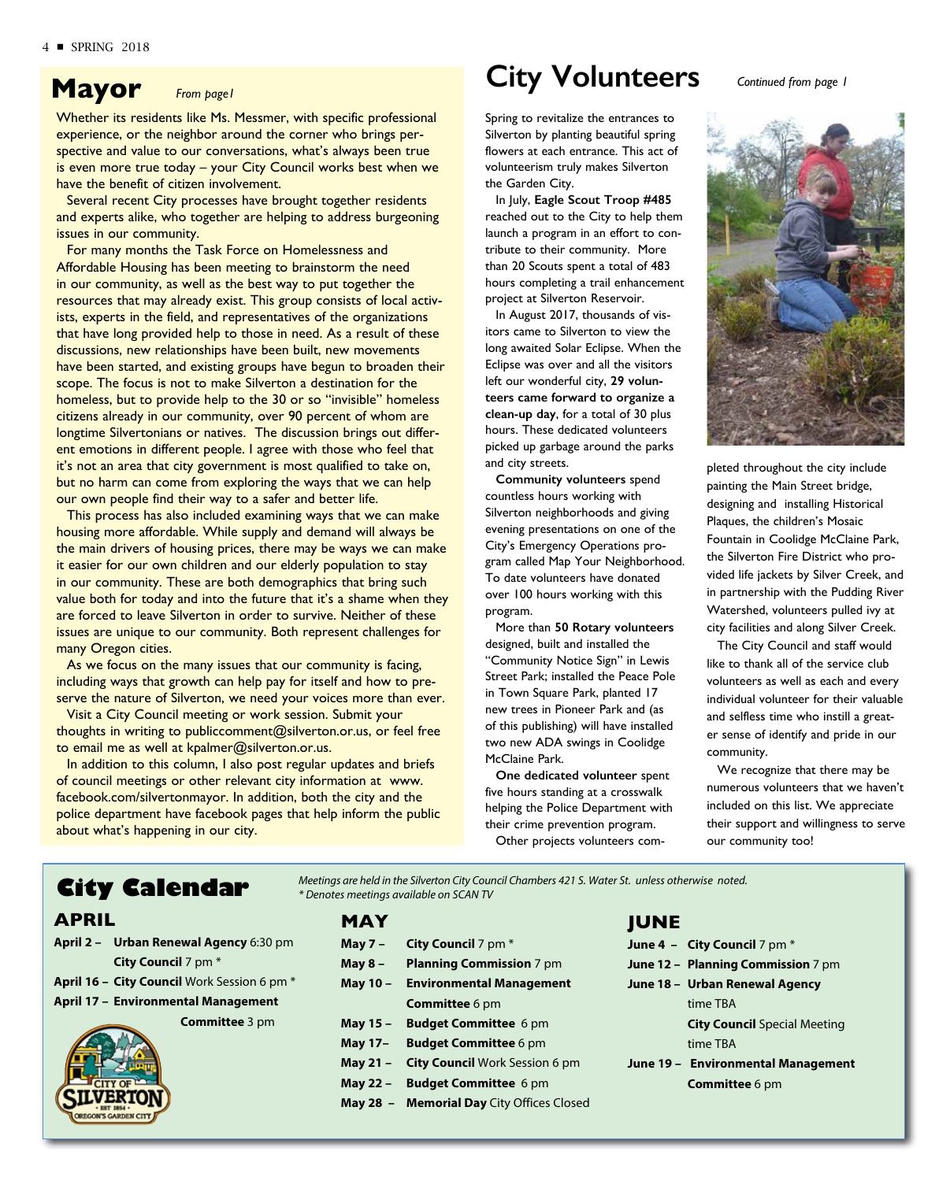## Mayor

*From page 1*

Whether its residents like Ms. Messmer, with specific professional experience, or the neighbor around the corner who brings perspective and value to our conversations, what's always been true is even more true today – your City Council works best when we have the benefit of citizen involvement.

Several recent City processes have brought together residents and experts alike, who together are helping to address burgeoning issues in our community.

For many months the Task Force on Homelessness and Affordable Housing has been meeting to brainstorm the need in our community, as well as the best way to put together the resources that may already exist. This group consists of local activists, experts in the field, and representatives of the organizations that have long provided help to those in need. As a result of these discussions, new relationships have been built, new movements have been started, and existing groups have begun to broaden their scope. The focus is not to make Silverton a destination for the homeless, but to provide help to the 30 or so "invisible" homeless citizens already in our community, over 90 percent of whom are longtime Silvertonians or natives. The discussion brings out different emotions in different people. I agree with those who feel that it's not an area that city government is most qualified to take on, but no harm can come from exploring the ways that we can help our own people find their way to a safer and better life.

This process has also included examining ways that we can make housing more affordable. While supply and demand will always be the main drivers of housing prices, there may be ways we can make it easier for our own children and our elderly population to stay in our community. These are both demographics that bring such value both for today and into the future that it's a shame when they are forced to leave Silverton in order to survive. Neither of these issues are unique to our community. Both represent challenges for many Oregon cities.

As we focus on the many issues that our community is facing, including ways that growth can help pay for itself and how to preserve the nature of Silverton, we need your voices more than ever.

Visit a City Council meeting or work session. Submit your thoughts in writing to publiccomment@silverton.or.us, or feel free to email me as well at kpalmer@silverton.or.us.

In addition to this column, I also post regular updates and briefs of council meetings or other relevant city information at www.facebook.com/silvertonmayor. In addition, both the city and the police department have facebook pages that help inform the public about what's happening in our city.

## City Volunteers

*Continued from page 1*

Spring to revitalize the entrances to Silverton by planting beautiful spring flowers at each entrance. This act of volunteerism truly makes Silverton the Garden City.

In July, **Eagle Scout Troop #485** reached out to the City to help them launch a program in an effort to contribute to their community. More than 20 Scouts spent a total of 483 hours completing a trail enhancement project at Silverton Reservoir.

In August 2017, thousands of visitors came to Silverton to view the long awaited Solar Eclipse. When the Eclipse was over and all the visitors left our wonderful city, **29 volunteers came forward to organize a clean-up day**, for a total of 30 plus hours. These dedicated volunteers picked up garbage around the parks and city streets.

**Community volunteers** spend countless hours working with Silverton neighborhoods and giving evening presentations on one of the City's Emergency Operations program called Map Your Neighborhood. To date volunteers have donated over 100 hours working with this program.

More than **50 Rotary volunteers** designed, built and installed the "Community Notice Sign" in Lewis Street Park; installed the Peace Pole in Town Square Park, planted 17 new trees in Pioneer Park and (as of this publishing) will have installed two new ADA swings in Coolidge McClaine Park.

**One dedicated volunteer** spent five hours standing at a crosswalk helping the Police Department with their crime prevention program.

Other projects volunteers completed throughout the city include painting the Main Street bridge, designing and installing Historical Plaques, the children's Mosaic Fountain in Coolidge McClaine Park, the Silverton Fire District who provided life jackets by Silver Creek, and in partnership with the Pudding River Watershed, volunteers pulled ivy at city facilities and along Silver Creek.

The City Council and staff would like to thank all of the service club volunteers as well as each and every individual volunteer for their valuable and selfless time who instill a greater sense of identify and pride in our community.

We recognize that there may be numerous volunteers that we haven't included on this list. We appreciate their support and willingness to serve our community too!

## City Calendar

*Meetings are held in the Silverton City Council Chambers 421 S. Water St. unless otherwise noted.*
*\* Denotes meetings available on SCAN TV*

### APRIL

- **April 2 – Urban Renewal Agency** 6:30 pm
  **City Council** 7 pm *
- **April 16 – City Council** Work Session 6 pm *
- **April 17 – Environmental Management Committee** 3 pm

### MAY

- **May 7 – City Council** 7 pm *
- **May 8 – Planning Commission** 7 pm
- **May 10 – Environmental Management Committee** 6 pm
- **May 15 – Budget Committee** 6 pm
- **May 17– Budget Committee** 6 pm
- **May 21 – City Council** Work Session 6 pm
- **May 22 – Budget Committee** 6 pm
- **May 28 – Memorial Day** City Offices Closed

### JUNE

- **June 4 – City Council** 7 pm *
- **June 12 – Planning Commission** 7 pm
- **June 18 – Urban Renewal Agency** time TBA
  **City Council** Special Meeting time TBA
- **June 19 – Environmental Management Committee** 6 pm

CITY OF SILVERTON · EST 1854 · OREGON'S GARDEN CITY